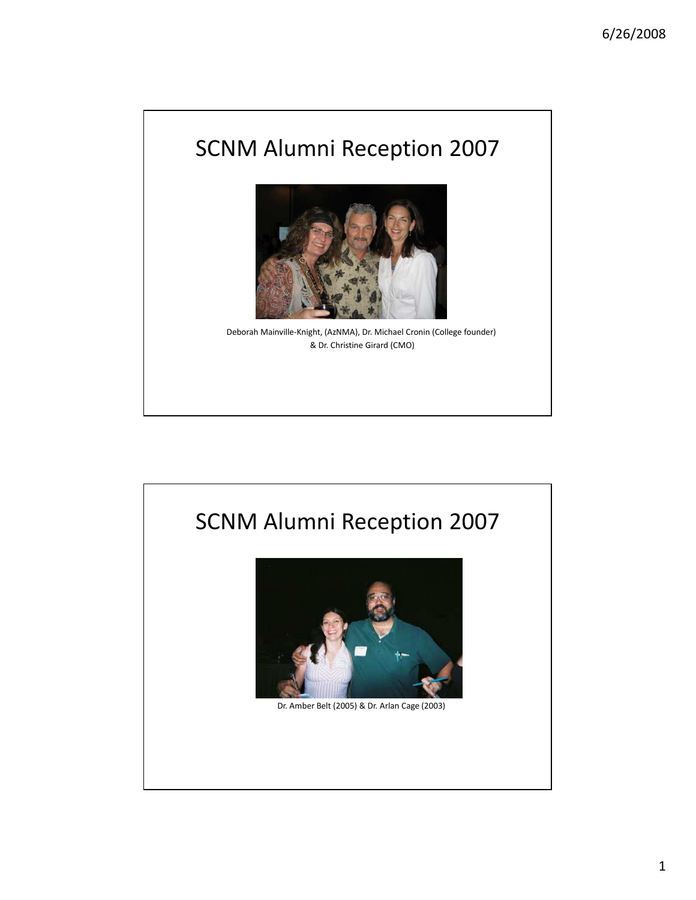# SCNM Alumni Reception 2007

Deborah Mainville-Knight, (AzNMA), Dr. Michael Cronin (College founder) & Dr. Christine Girard (CMO)

# SCNM Alumni Reception 2007

Dr. Amber Belt (2005) & Dr. Arlan Cage (2003)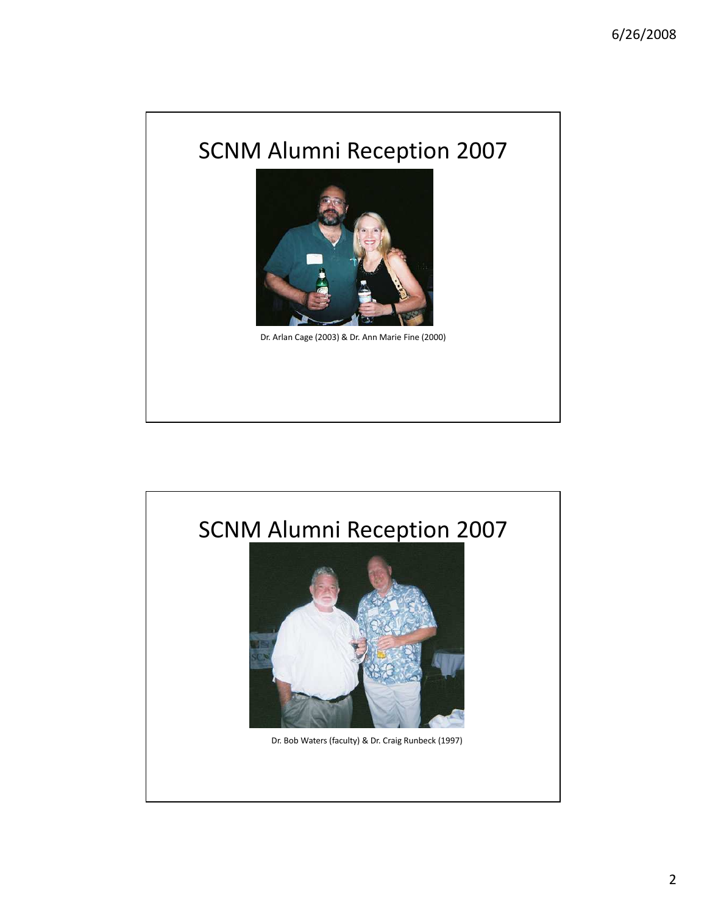## SCNM Alumni Reception 2007

Dr. Arlan Cage (2003) & Dr. Ann Marie Fine (2000)

## SCNM Alumni Reception 2007

Dr. Bob Waters (faculty) & Dr. Craig Runbeck (1997)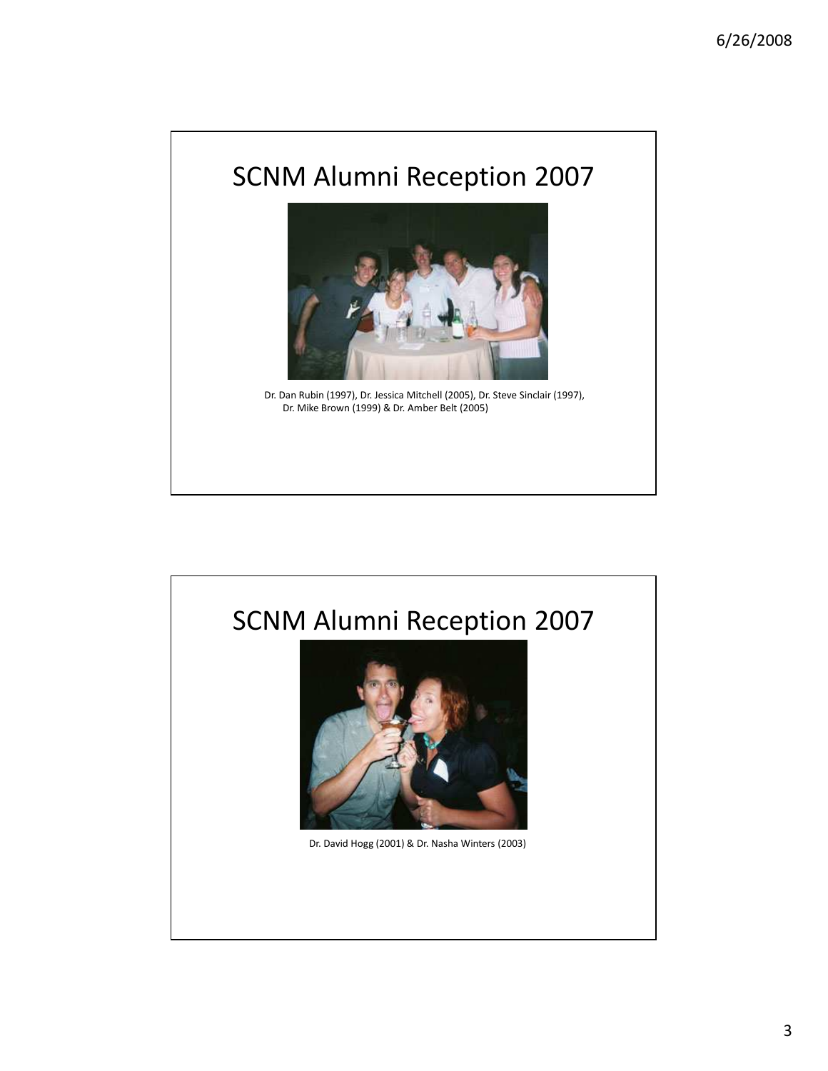## SCNM Alumni Reception 2007

Dr. Dan Rubin (1997), Dr. Jessica Mitchell (2005), Dr. Steve Sinclair (1997), Dr. Mike Brown (1999) & Dr. Amber Belt (2005)

## SCNM Alumni Reception 2007

Dr. David Hogg (2001) & Dr. Nasha Winters (2003)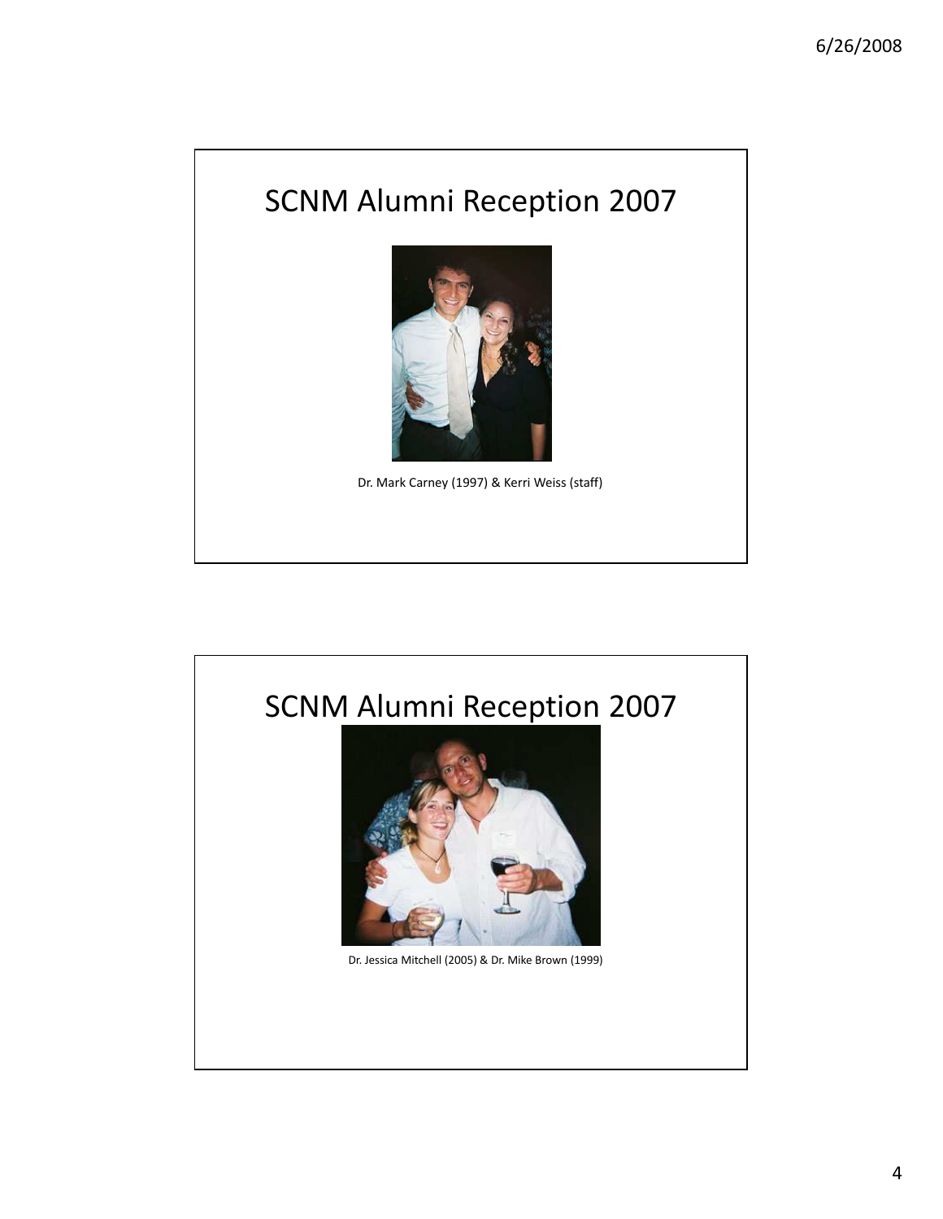# SCNM Alumni Reception 2007

Dr. Mark Carney (1997) & Kerri Weiss (staff)

# SCNM Alumni Reception 2007

Dr. Jessica Mitchell (2005) & Dr. Mike Brown (1999)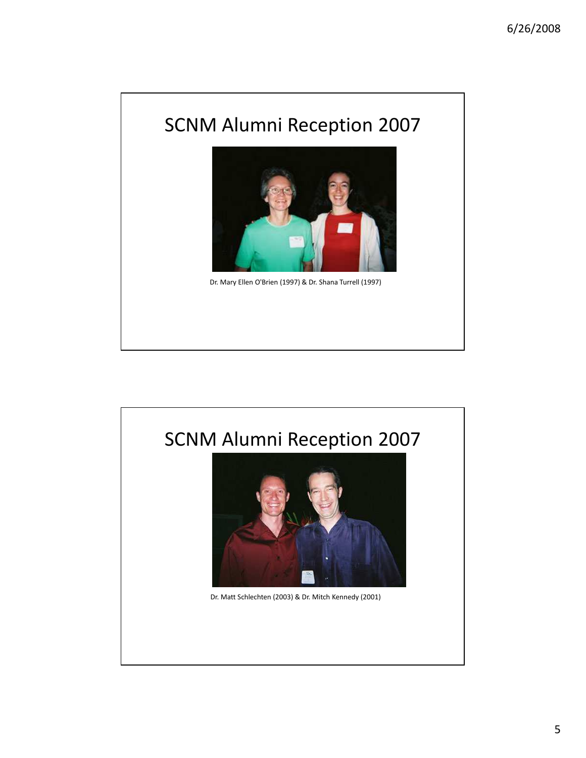# SCNM Alumni Reception 2007

Dr. Mary Ellen O'Brien (1997) & Dr. Shana Turrell (1997)

# SCNM Alumni Reception 2007

Dr. Matt Schlechten (2003) & Dr. Mitch Kennedy (2001)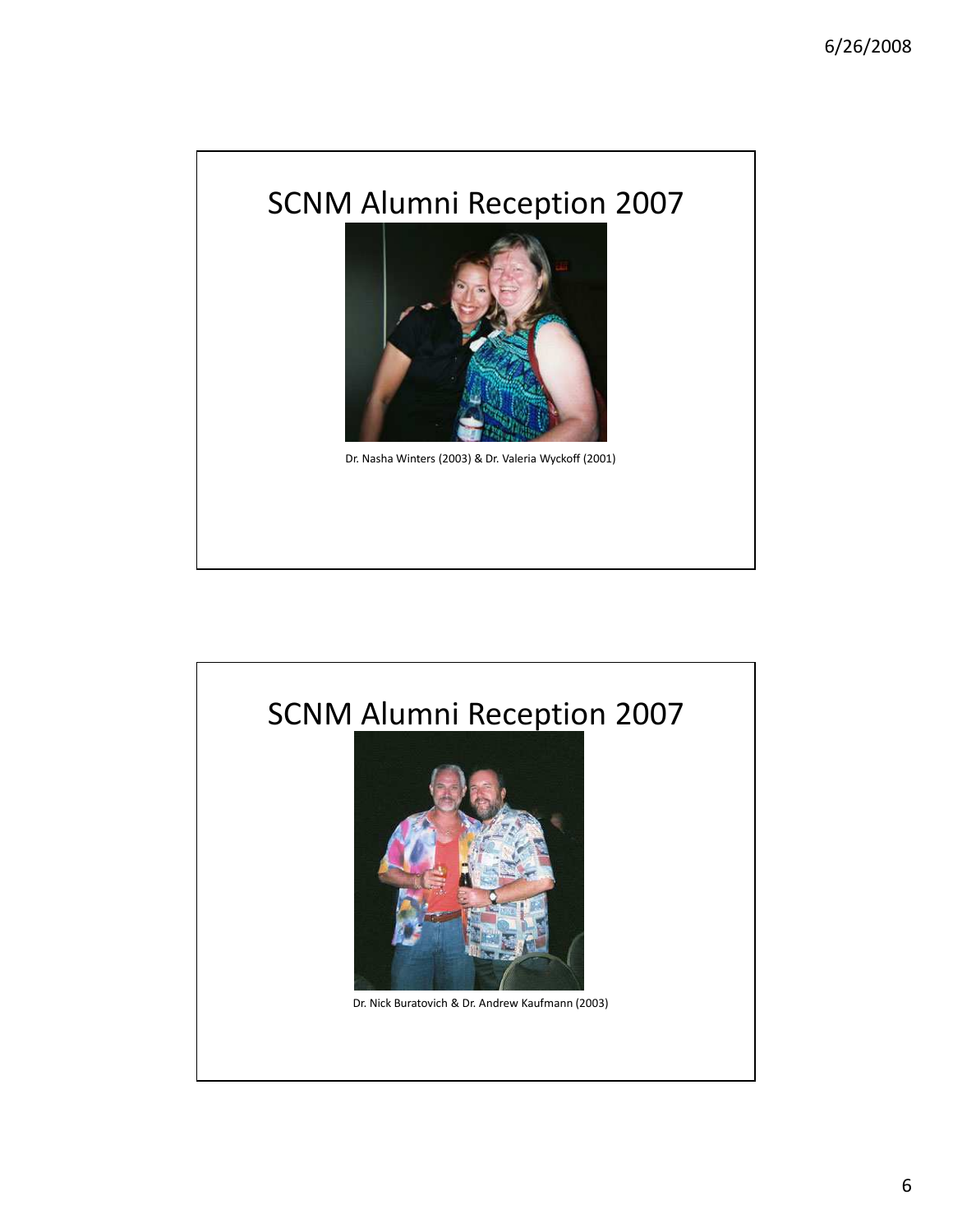# SCNM Alumni Reception 2007

Dr. Nasha Winters (2003) & Dr. Valeria Wyckoff (2001)

# SCNM Alumni Reception 2007

Dr. Nick Buratovich & Dr. Andrew Kaufmann (2003)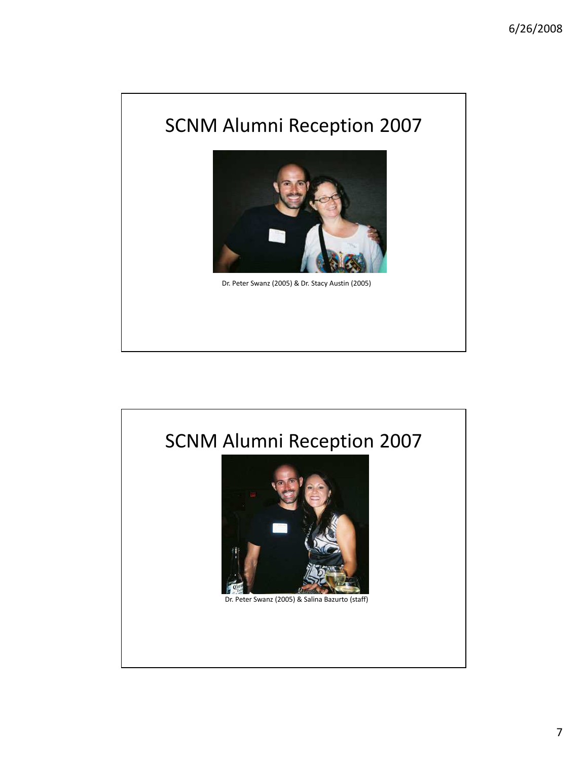# SCNM Alumni Reception 2007

Dr. Peter Swanz (2005) & Dr. Stacy Austin (2005)

# SCNM Alumni Reception 2007

Dr. Peter Swanz (2005) & Salina Bazurto (staff)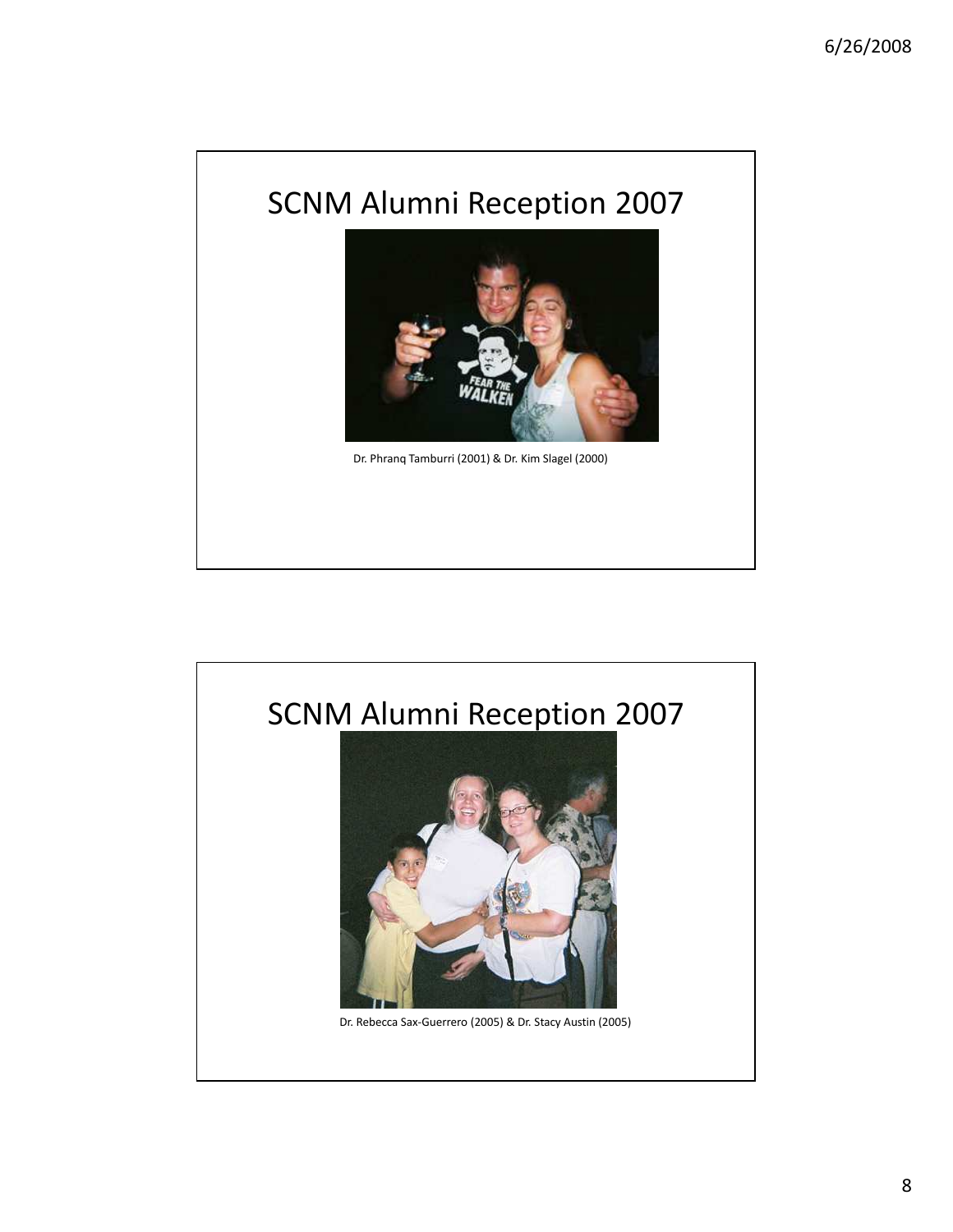## SCNM Alumni Reception 2007

Dr. Phranq Tamburri (2001) & Dr. Kim Slagel (2000)

## SCNM Alumni Reception 2007

Dr. Rebecca Sax-Guerrero (2005) & Dr. Stacy Austin (2005)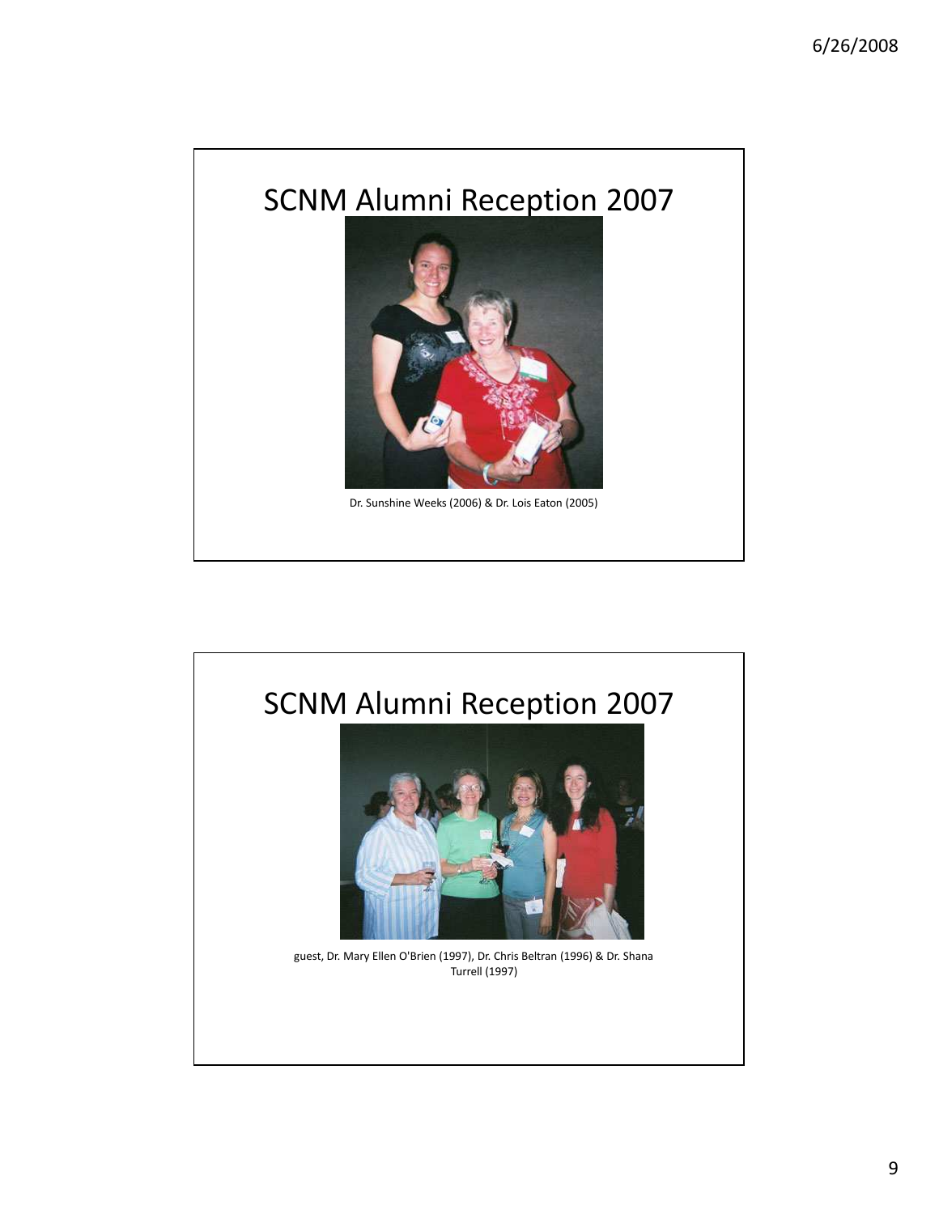# SCNM Alumni Reception 2007

Dr. Sunshine Weeks (2006) & Dr. Lois Eaton (2005)

# SCNM Alumni Reception 2007

guest, Dr. Mary Ellen O'Brien (1997), Dr. Chris Beltran (1996) & Dr. Shana Turrell (1997)